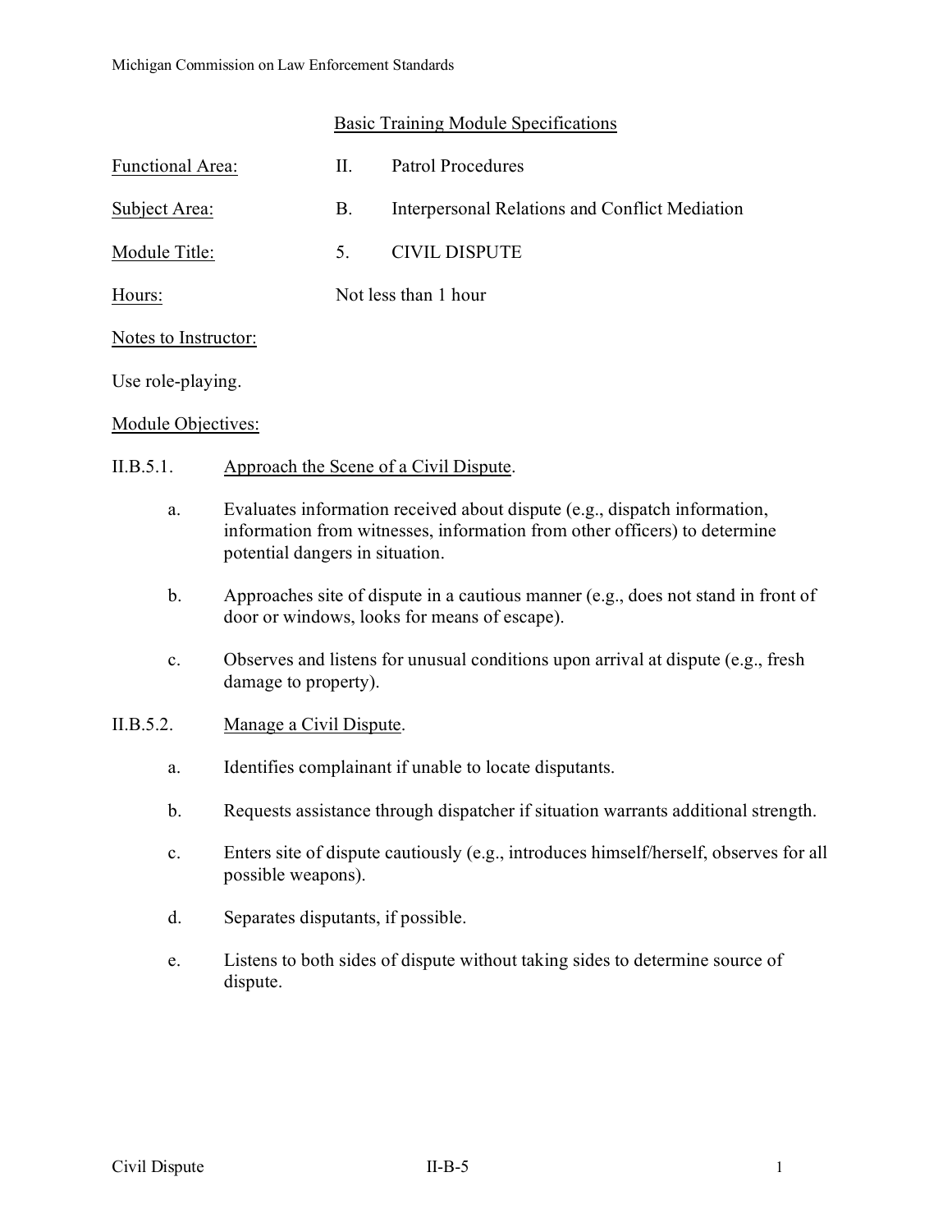## Basic Training Module Specifications

| | | |
|---|---|---|
| Functional Area: | II. | Patrol Procedures |
| Subject Area: | B. | Interpersonal Relations and Conflict Mediation |
| Module Title: | 5. | CIVIL DISPUTE |
| Hours: | Not less than 1 hour | |

Notes to Instructor:

Use role-playing.

Module Objectives:

II.B.5.1. Approach the Scene of a Civil Dispute.

a. Evaluates information received about dispute (e.g., dispatch information, information from witnesses, information from other officers) to determine potential dangers in situation.

b. Approaches site of dispute in a cautious manner (e.g., does not stand in front of door or windows, looks for means of escape).

c. Observes and listens for unusual conditions upon arrival at dispute (e.g., fresh damage to property).

II.B.5.2. Manage a Civil Dispute.

a. Identifies complainant if unable to locate disputants.

b. Requests assistance through dispatcher if situation warrants additional strength.

c. Enters site of dispute cautiously (e.g., introduces himself/herself, observes for all possible weapons).

d. Separates disputants, if possible.

e. Listens to both sides of dispute without taking sides to determine source of dispute.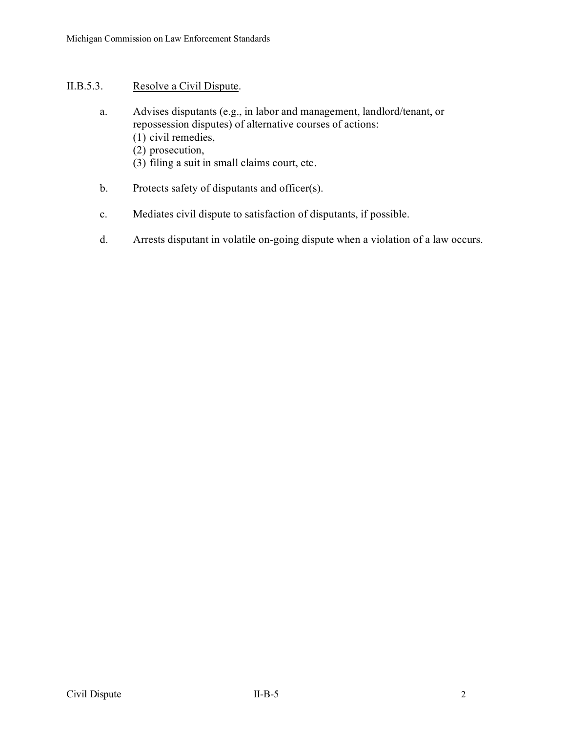II.B.5.3. Resolve a Civil Dispute.

a. Advises disputants (e.g., in labor and management, landlord/tenant, or repossession disputes) of alternative courses of actions:
   (1) civil remedies,
   (2) prosecution,
   (3) filing a suit in small claims court, etc.

b. Protects safety of disputants and officer(s).

c. Mediates civil dispute to satisfaction of disputants, if possible.

d. Arrests disputant in volatile on-going dispute when a violation of a law occurs.